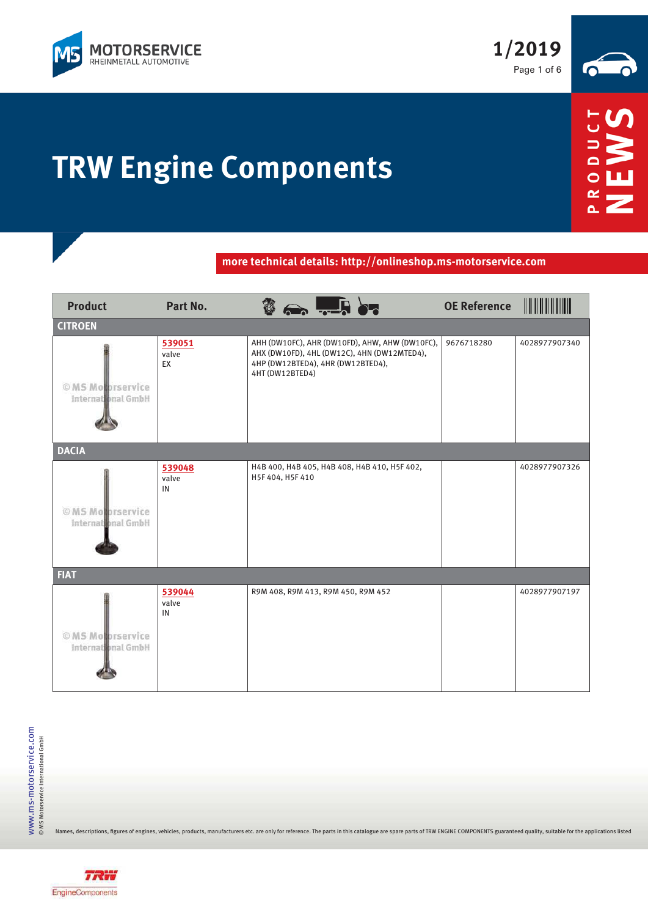# TRW Engine Components

PRODUCT NEWS

more technical details: http://onlineshop.ms-motorservice.com

| Product | Part No. | Application | OE Reference | EAN |
|---|---|---|---|---|
| **CITROEN** | | | | |
| © MS Motorservice International GmbH | 539051 valve EX | AHH (DW10FC), AHR (DW10FD), AHW, AHW (DW10FC), AHX (DW10FD), 4HL (DW12C), 4HN (DW12MTED4), 4HP (DW12BTED4), 4HR (DW12BTED4), 4HT (DW12BTED4) | 9676718280 | 4028977907340 |
| **DACIA** | | | | |
| © MS Motorservice International GmbH | 539048 valve IN | H4B 400, H4B 405, H4B 408, H4B 410, H5F 402, H5F 404, H5F 410 | | 4028977907326 |
| **FIAT** | | | | |
| © MS Motorservice International GmbH | 539044 valve IN | R9M 408, R9M 413, R9M 450, R9M 452 | | 4028977907197 |

Names, descriptions, figures of engines, vehicles, products, manufacturers etc. are only for reference. The parts in this catalogue are spare parts of TRW ENGINE COMPONENTS guaranteed quality, suitable for the applications listed

www.ms-motorservice.com
© MS Motorservice International GmbH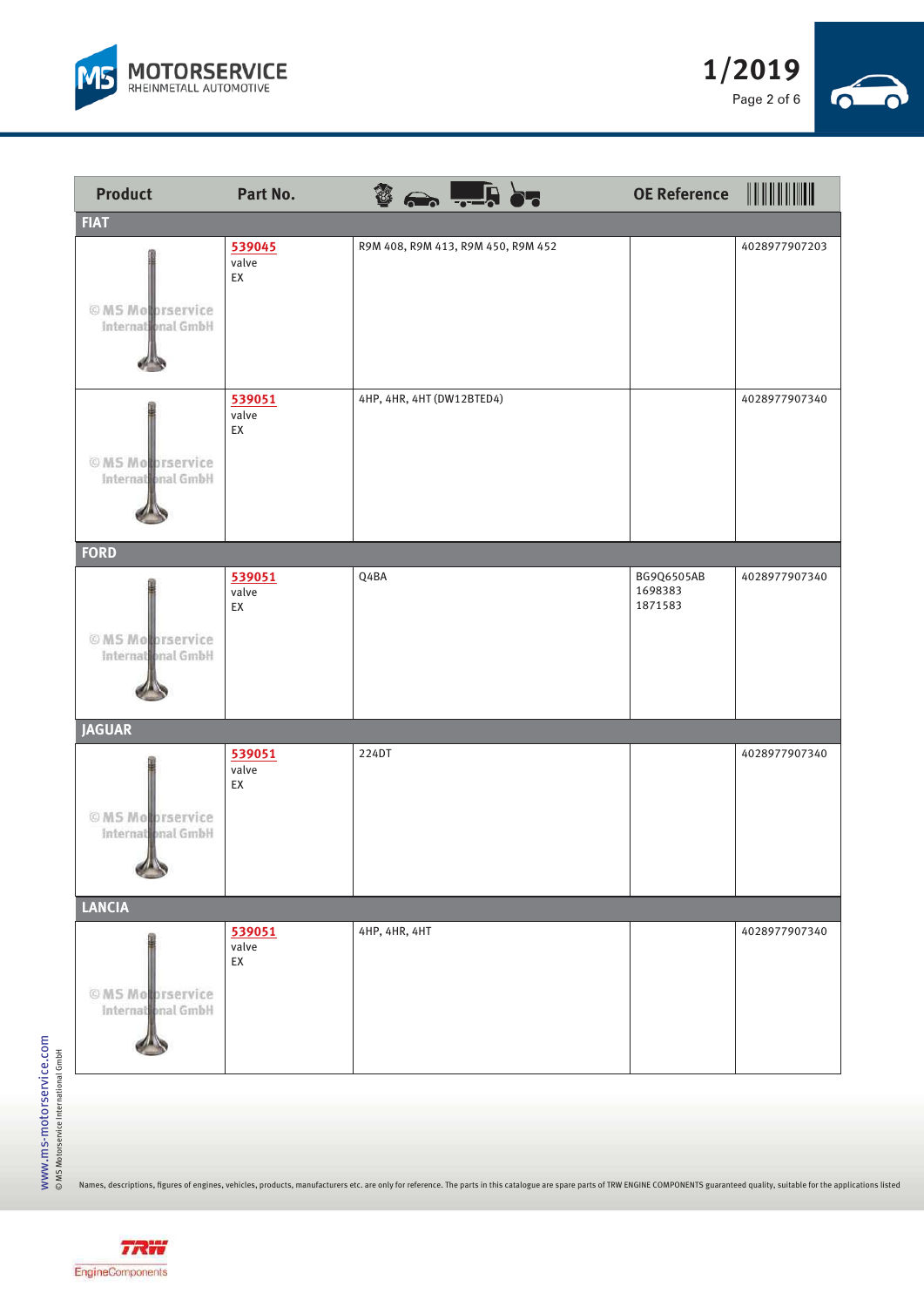| Product | Part No. | Application | OE Reference | EAN |
|---|---|---|---|---|
| **FIAT** | | | | |
| | 539045 valve EX | R9M 408, R9M 413, R9M 450, R9M 452 | | 4028977907203 |
| | 539051 valve EX | 4HP, 4HR, 4HT (DW12BTED4) | | 4028977907340 |
| **FORD** | | | | |
| | 539051 valve EX | Q4BA | BG9Q6505AB 1698383 1871583 | 4028977907340 |
| **JAGUAR** | | | | |
| | 539051 valve EX | 224DT | | 4028977907340 |
| **LANCIA** | | | | |
| | 539051 valve EX | 4HP, 4HR, 4HT | | 4028977907340 |

Names, descriptions, figures of engines, vehicles, products, manufacturers etc. are only for reference. The parts in this catalogue are spare parts of TRW ENGINE COMPONENTS guaranteed quality, suitable for the applications listed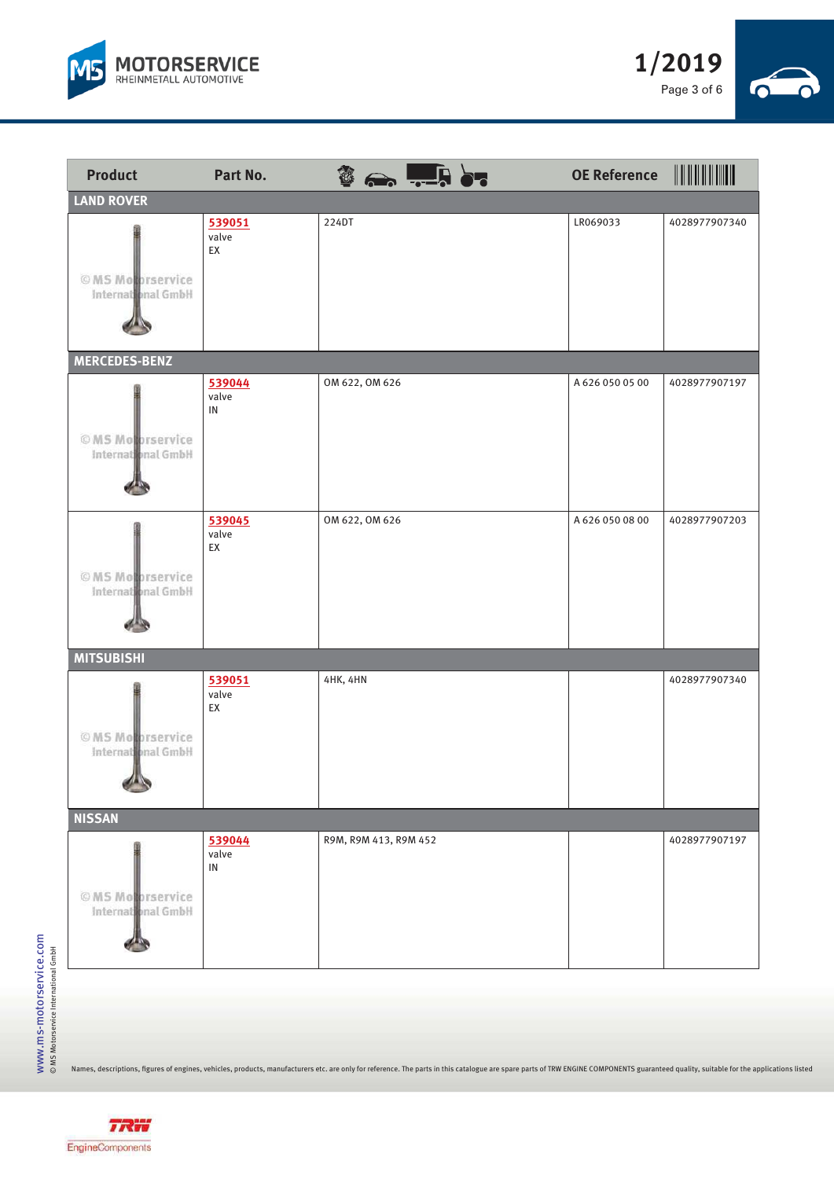| Product | Part No. | | OE Reference | |
|---|---|---|---|---|
| **LAND ROVER** | | | | |
| © MS Motorservice International GmbH | 539051 valve EX | 224DT | LR069033 | 4028977907340 |
| **MERCEDES-BENZ** | | | | |
| © MS Motorservice International GmbH | 539044 valve IN | OM 622, OM 626 | A 626 050 05 00 | 4028977907197 |
| © MS Motorservice International GmbH | 539045 valve EX | OM 622, OM 626 | A 626 050 08 00 | 4028977907203 |
| **MITSUBISHI** | | | | |
| © MS Motorservice International GmbH | 539051 valve EX | 4HK, 4HN | | 4028977907340 |
| **NISSAN** | | | | |
| © MS Motorservice International GmbH | 539044 valve IN | R9M, R9M 413, R9M 452 | | 4028977907197 |

Names, descriptions, figures of engines, vehicles, products, manufacturers etc. are only for reference. The parts in this catalogue are spare parts of TRW ENGINE COMPONENTS guaranteed quality, suitable for the applications listed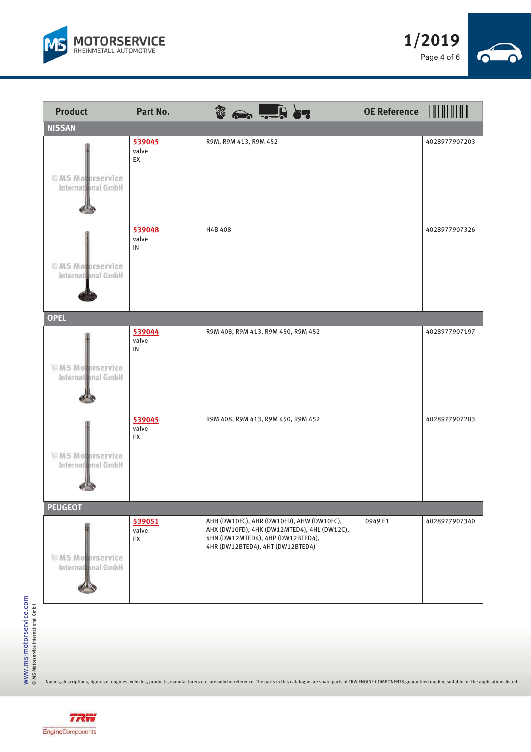| Product | Part No. | | OE Reference | |
|---|---|---|---|---|
| **NISSAN** | | | | |
| © MS Motorservice International GmbH | 539045 valve EX | R9M, R9M 413, R9M 452 | | 4028977907203 |
| © MS Motorservice International GmbH | 539048 valve IN | H4B 408 | | 4028977907326 |
| **OPEL** | | | | |
| © MS Motorservice International GmbH | 539044 valve IN | R9M 408, R9M 413, R9M 450, R9M 452 | | 4028977907197 |
| © MS Motorservice International GmbH | 539045 valve EX | R9M 408, R9M 413, R9M 450, R9M 452 | | 4028977907203 |
| **PEUGEOT** | | | | |
| © MS Motorservice International GmbH | 539051 valve EX | AHH (DW10FC), AHR (DW10FD), AHW (DW10FC), AHX (DW10FD), 4HK (DW12MTED4), 4HL (DW12C), 4HN (DW12MTED4), 4HP (DW12BTED4), 4HR (DW12BTED4), 4HT (DW12BTED4) | 0949 E1 | 4028977907340 |

Names, descriptions, figures of engines, vehicles, products, manufacturers etc. are only for reference. The parts in this catalogue are spare parts of TRW ENGINE COMPONENTS guaranteed quality, suitable for the applications listed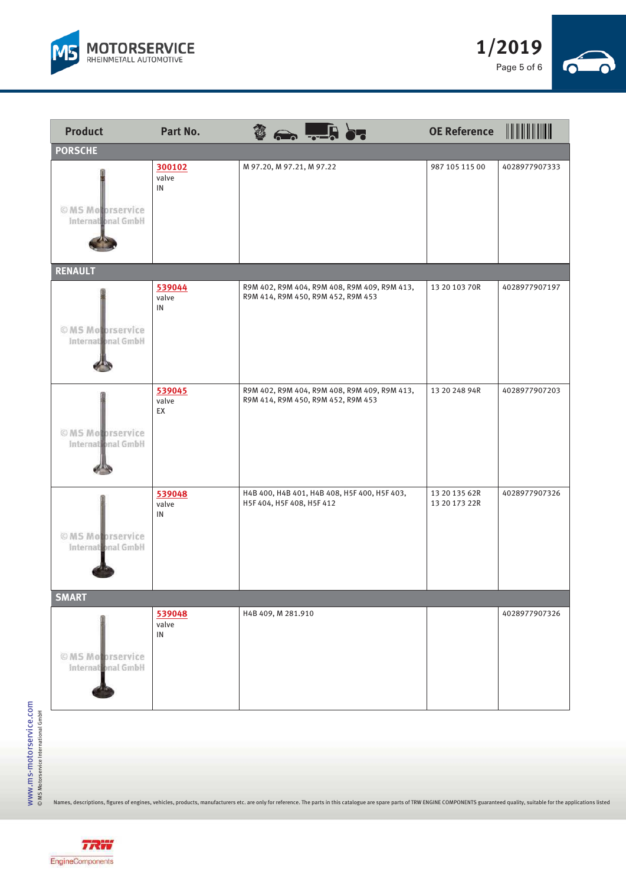| Product | Part No. | Application | OE Reference | EAN |
|---|---|---|---|---|
| **PORSCHE** | | | | |
| | 300102 valve IN | M 97.20, M 97.21, M 97.22 | 987 105 115 00 | 4028977907333 |
| **RENAULT** | | | | |
| | 539044 valve IN | R9M 402, R9M 404, R9M 408, R9M 409, R9M 413, R9M 414, R9M 450, R9M 452, R9M 453 | 13 20 103 70R | 4028977907197 |
| | 539045 valve EX | R9M 402, R9M 404, R9M 408, R9M 409, R9M 413, R9M 414, R9M 450, R9M 452, R9M 453 | 13 20 248 94R | 4028977907203 |
| | 539048 valve IN | H4B 400, H4B 401, H4B 408, H5F 400, H5F 403, H5F 404, H5F 408, H5F 412 | 13 20 135 62R<br>13 20 173 22R | 4028977907326 |
| **SMART** | | | | |
| | 539048 valve IN | H4B 409, M 281.910 | | 4028977907326 |

Names, descriptions, figures of engines, vehicles, products, manufacturers etc. are only for reference. The parts in this catalogue are spare parts of TRW ENGINE COMPONENTS guaranteed quality, suitable for the applications listed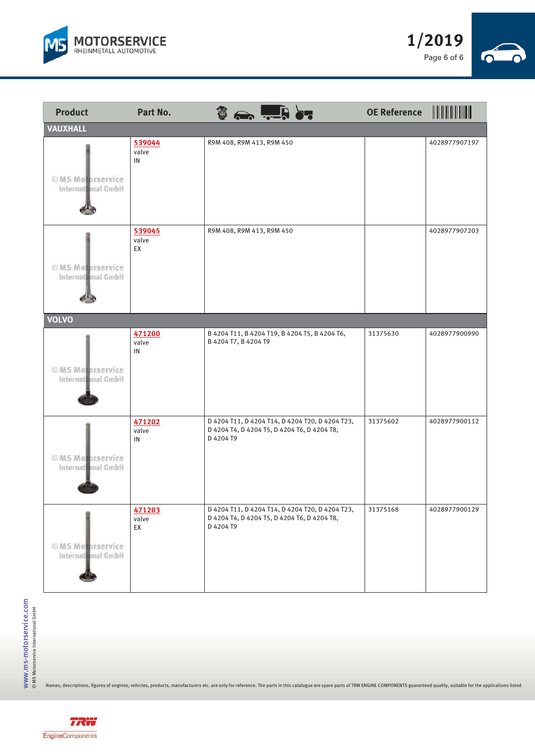| Product | Part No. | | OE Reference | |
|---|---|---|---|---|
| **VAUXHALL** | | | | |
| © MS Motorservice International GmbH | 539044 valve IN | R9M 408, R9M 413, R9M 450 | | 4028977907197 |
| © MS Motorservice International GmbH | 539045 valve EX | R9M 408, R9M 413, R9M 450 | | 4028977907203 |
| **VOLVO** | | | | |
| © MS Motorservice International GmbH | 471200 valve IN | B 4204 T11, B 4204 T19, B 4204 T5, B 4204 T6, B 4204 T7, B 4204 T9 | 31375630 | 4028977900990 |
| © MS Motorservice International GmbH | 471202 valve IN | D 4204 T11, D 4204 T14, D 4204 T20, D 4204 T23, D 4204 T4, D 4204 T5, D 4204 T6, D 4204 T8, D 4204 T9 | 31375602 | 4028977900112 |
| © MS Motorservice International GmbH | 471203 valve EX | D 4204 T11, D 4204 T14, D 4204 T20, D 4204 T23, D 4204 T4, D 4204 T5, D 4204 T6, D 4204 T8, D 4204 T9 | 31375168 | 4028977900129 |

Names, descriptions, figures of engines, vehicles, products, manufacturers etc. are only for reference. The parts in this catalogue are spare parts of TRW ENGINE COMPONENTS guaranteed quality, suitable for the applications listed

www.ms-motorservice.com

© MS Motorservice International GmbH